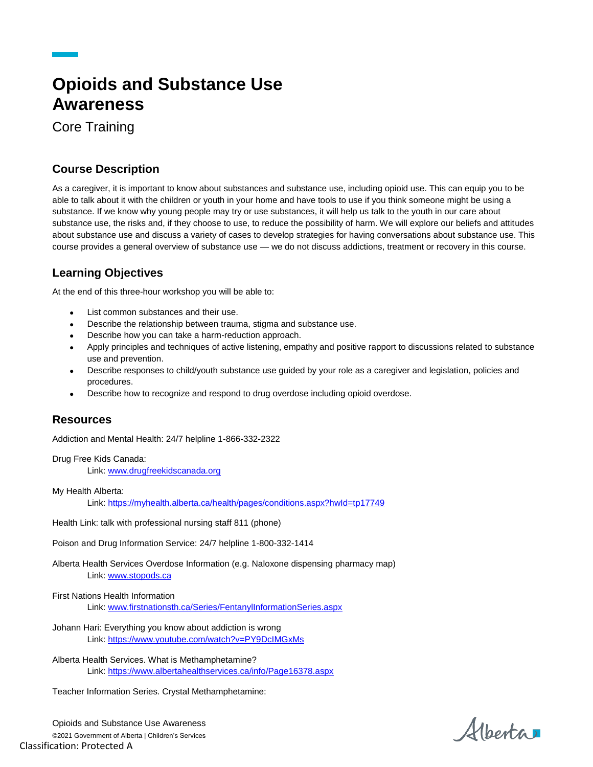# Opioids and Substance Use Awareness

Core Training

## Course Description

As a caregiver, it is important to know about substances and substance use, including opioid use. This can equip you to be able to talk about it with the children or youth in your home and have tools to use if you think someone might be using a substance. If we know why young people may try or use substances, it will help us talk to the youth in our care about substance use, the risks and, if they choose to use, to reduce the possibility of harm. We will explore our beliefs and attitudes about substance use and discuss a variety of cases to develop strategies for having conversations about substance use. This course provides a general overview of substance use — we do not discuss addictions, treatment or recovery in this course.

## Learning Objectives

At the end of this three-hour workshop you will be able to:

- List common substances and their use.
- Describe the relationship between trauma, stigma and substance use.
- Describe how you can take a harm-reduction approach.
- Apply principles and techniques of active listening, empathy and positive rapport to discussions related to substance use and prevention.
- Describe responses to child/youth substance use guided by your role as a caregiver and legislation, policies and procedures.
- Describe how to recognize and respond to drug overdose including opioid overdose.

## Resources

Addiction and Mental Health: 24/7 helpline 1-866-332-2322

Drug Free Kids Canada:
Link: www.drugfreekidscanada.org

My Health Alberta:
Link: https://myhealth.alberta.ca/health/pages/conditions.aspx?hwId=tp17749

Health Link: talk with professional nursing staff 811 (phone)

Poison and Drug Information Service: 24/7 helpline 1-800-332-1414

Alberta Health Services Overdose Information (e.g. Naloxone dispensing pharmacy map)
Link: www.stopods.ca

First Nations Health Information
Link: www.firstnationsth.ca/Series/FentanylInformationSeries.aspx

Johann Hari: Everything you know about addiction is wrong
Link: https://www.youtube.com/watch?v=PY9DcIMGxMs

Alberta Health Services. What is Methamphetamine?
Link: https://www.albertahealthservices.ca/info/Page16378.aspx

Teacher Information Series. Crystal Methamphetamine: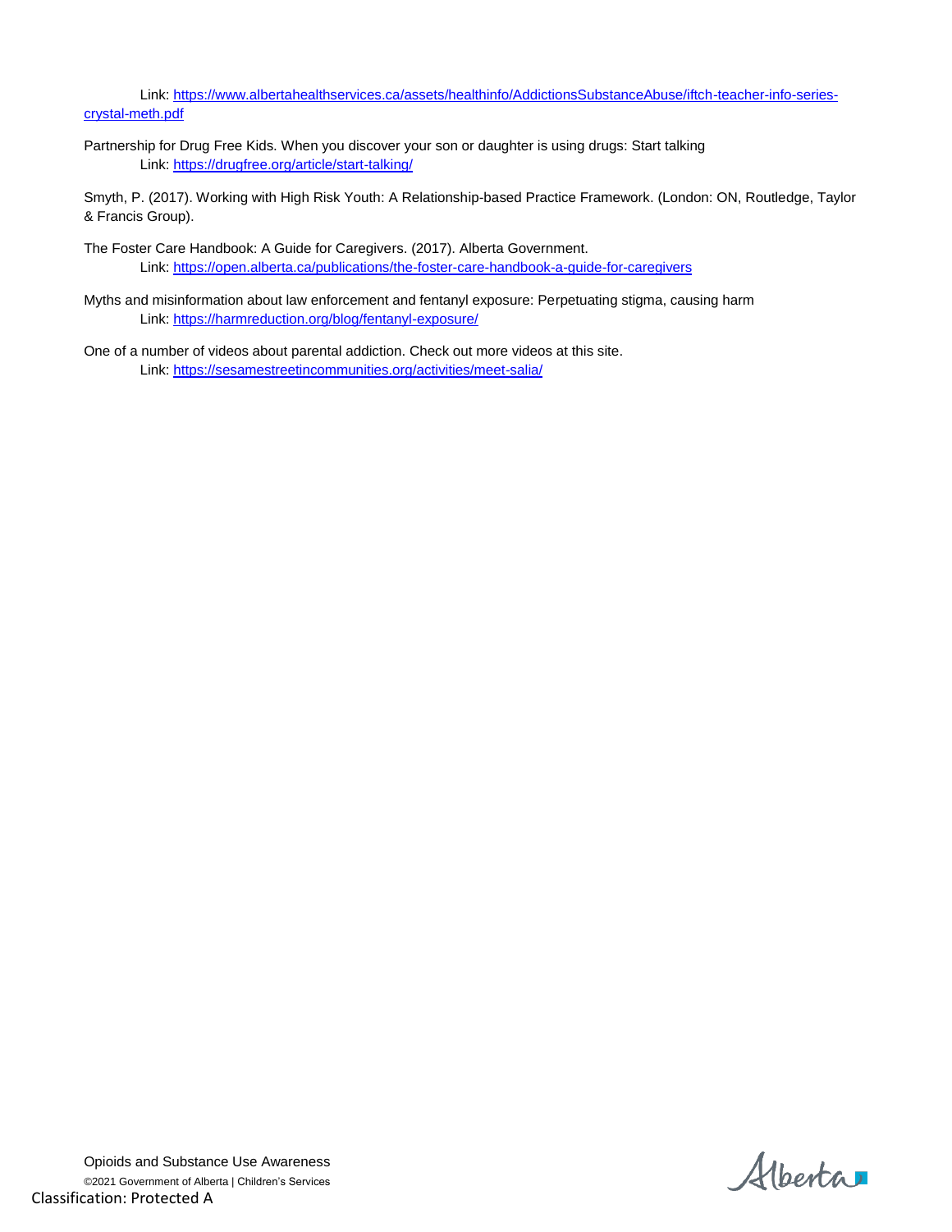Link: https://www.albertahealthservices.ca/assets/healthinfo/AddictionsSubstanceAbuse/iftch-teacher-info-series-crystal-meth.pdf

Partnership for Drug Free Kids. When you discover your son or daughter is using drugs: Start talking
Link: https://drugfree.org/article/start-talking/

Smyth, P. (2017). Working with High Risk Youth: A Relationship-based Practice Framework. (London: ON, Routledge, Taylor & Francis Group).

The Foster Care Handbook: A Guide for Caregivers. (2017). Alberta Government.
Link: https://open.alberta.ca/publications/the-foster-care-handbook-a-guide-for-caregivers

Myths and misinformation about law enforcement and fentanyl exposure: Perpetuating stigma, causing harm
Link: https://harmreduction.org/blog/fentanyl-exposure/

One of a number of videos about parental addiction. Check out more videos at this site.
Link: https://sesamestreetincommunities.org/activities/meet-salia/